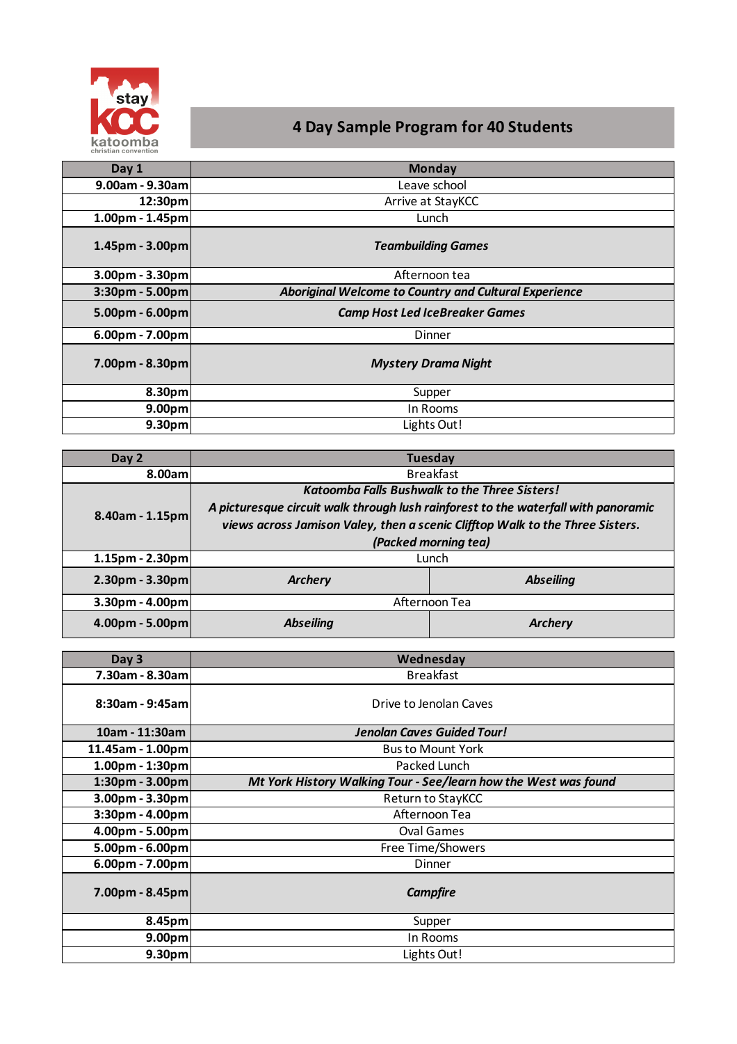stay KCC katoomba christian convention

# 4 Day Sample Program for 40 Students

| Day 1 | Monday | |
|---|---|---|
| 9.00am - 9.30am | Leave school | |
| 12:30pm | Arrive at StayKCC | |
| 1.00pm - 1.45pm | Lunch | |
| 1.45pm - 3.00pm | ***Teambuilding Games*** | |
| 3.00pm - 3.30pm | Afternoon tea | |
| 3:30pm - 5.00pm | ***Aboriginal Welcome to Country and Cultural Experience*** | |
| 5.00pm - 6.00pm | ***Camp Host Led IceBreaker Games*** | |
| 6.00pm - 7.00pm | Dinner | |
| 7.00pm - 8.30pm | ***Mystery Drama Night*** | |
| 8.30pm | Supper | |
| 9.00pm | In Rooms | |
| 9.30pm | Lights Out! | |

| Day 2 | Tuesday | |
|---|---|---|
| 8.00am | Breakfast | |
| 8.40am - 1.15pm | ***Katoomba Falls Bushwalk to the Three Sisters! A picturesque circuit walk through lush rainforest to the waterfall with panoramic views across Jamison Valey, then a scenic Clifftop Walk to the Three Sisters. (Packed morning tea)*** | |
| 1.15pm - 2.30pm | Lunch | |
| 2.30pm - 3.30pm | ***Archery*** | ***Abseiling*** |
| 3.30pm - 4.00pm | Afternoon Tea | |
| 4.00pm - 5.00pm | ***Abseiling*** | ***Archery*** |

| Day 3 | Wednesday |
|---|---|
| 7.30am - 8.30am | Breakfast |
| 8:30am - 9:45am | Drive to Jenolan Caves |
| 10am - 11:30am | ***Jenolan Caves Guided Tour!*** |
| 11.45am - 1.00pm | Bus to Mount York |
| 1.00pm - 1:30pm | Packed Lunch |
| 1:30pm - 3.00pm | ***Mt York History Walking Tour - See/learn how the West was found*** |
| 3.00pm - 3.30pm | Return to StayKCC |
| 3:30pm - 4.00pm | Afternoon Tea |
| 4.00pm - 5.00pm | Oval Games |
| 5.00pm - 6.00pm | Free Time/Showers |
| 6.00pm - 7.00pm | Dinner |
| 7.00pm - 8.45pm | ***Campfire*** |
| 8.45pm | Supper |
| 9.00pm | In Rooms |
| 9.30pm | Lights Out! |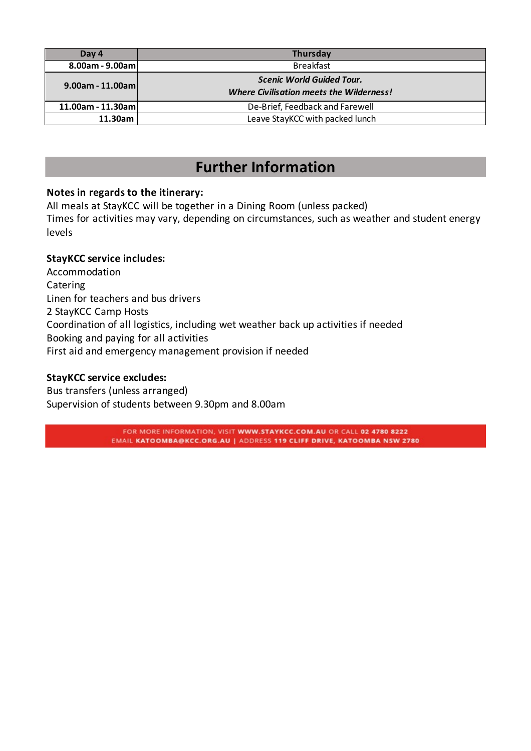| Day 4 | Thursday |
| --- | --- |
| 8.00am - 9.00am | Breakfast |
| 9.00am - 11.00am | ***Scenic World Guided Tour.*** ***Where Civilisation meets the Wilderness!*** |
| 11.00am - 11.30am | De-Brief, Feedback and Farewell |
| 11.30am | Leave StayKCC with packed lunch |

## Further Information

**Notes in regards to the itinerary:**

All meals at StayKCC will be together in a Dining Room (unless packed)
Times for activities may vary, depending on circumstances, such as weather and student energy levels

**StayKCC service includes:**

Accommodation
Catering
Linen for teachers and bus drivers
2 StayKCC Camp Hosts
Coordination of all logistics, including wet weather back up activities if needed
Booking and paying for all activities
First aid and emergency management provision if needed

**StayKCC service excludes:**

Bus transfers (unless arranged)
Supervision of students between 9.30pm and 8.00am

FOR MORE INFORMATION, VISIT **WWW.STAYKCC.COM.AU** OR CALL **02 4780 8222**
EMAIL **KATOOMBA@KCC.ORG.AU** | ADDRESS **119 CLIFF DRIVE, KATOOMBA NSW 2780**